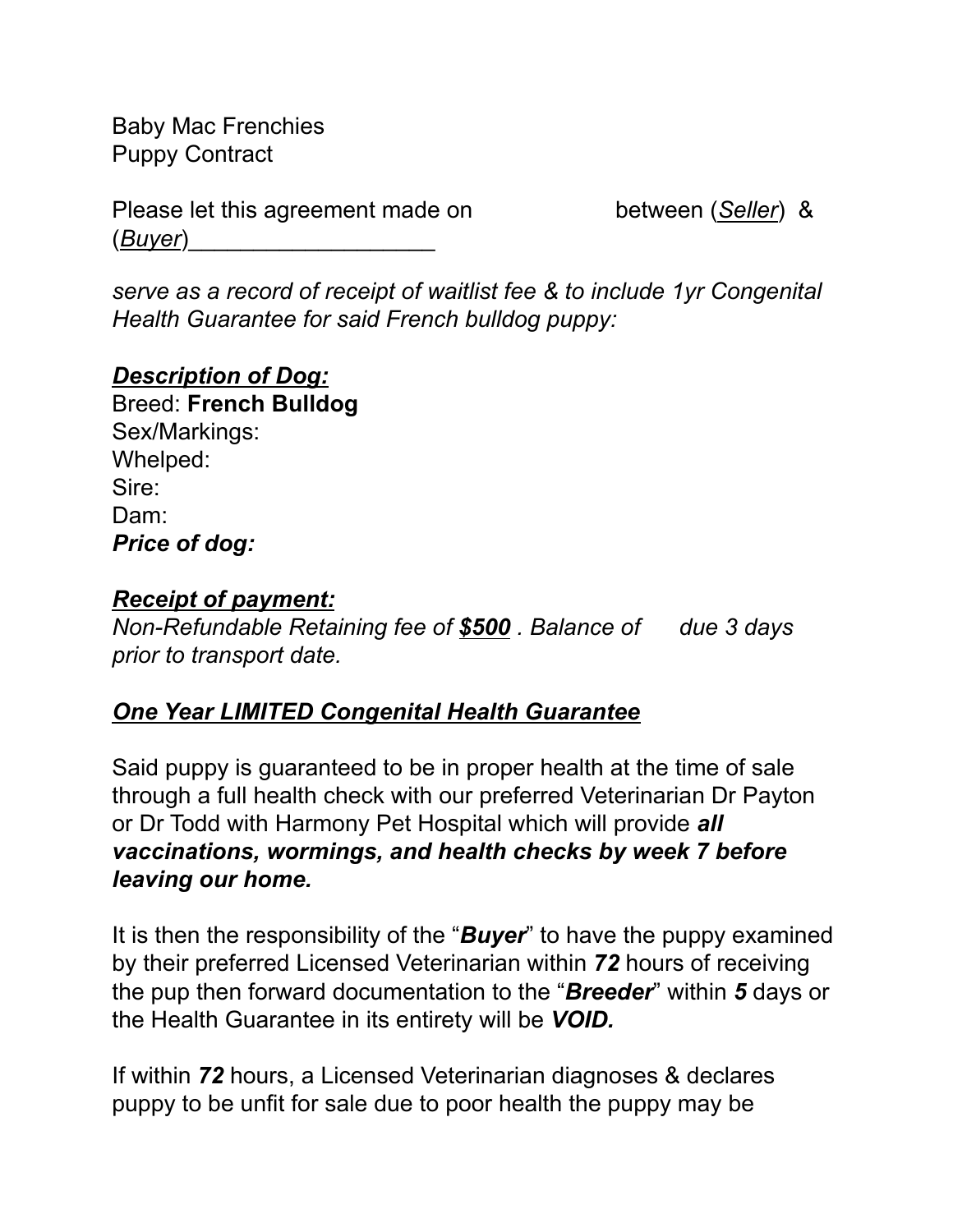Baby Mac Frenchies
Puppy Contract

Please let this agreement made on between (<u>*Seller*</u>) & (<u>*Buyer*</u>)___________________

*serve as a record of receipt of waitlist fee & to include 1yr Congenital Health Guarantee for said French bulldog puppy:*

***<u>Description of Dog:</u>***

Breed: **French Bulldog**
Sex/Markings:
Whelped:
Sire:
Dam:
***Price of dog:***

***<u>Receipt of payment:</u>***

*Non-Refundable Retaining fee of **<u>$500</u>** . Balance of due 3 days prior to transport date.*

***<u>One Year LIMITED Congenital Health Guarantee</u>***

Said puppy is guaranteed to be in proper health at the time of sale through a full health check with our preferred Veterinarian Dr Payton or Dr Todd with Harmony Pet Hospital which will provide ***all vaccinations, wormings, and health checks by week 7 before leaving our home.***

It is then the responsibility of the "***Buyer***" to have the puppy examined by their preferred Licensed Veterinarian within ***72*** hours of receiving the pup then forward documentation to the "***Breeder***" within ***5*** days or the Health Guarantee in its entirety will be ***VOID.***

If within ***72*** hours, a Licensed Veterinarian diagnoses & declares puppy to be unfit for sale due to poor health the puppy may be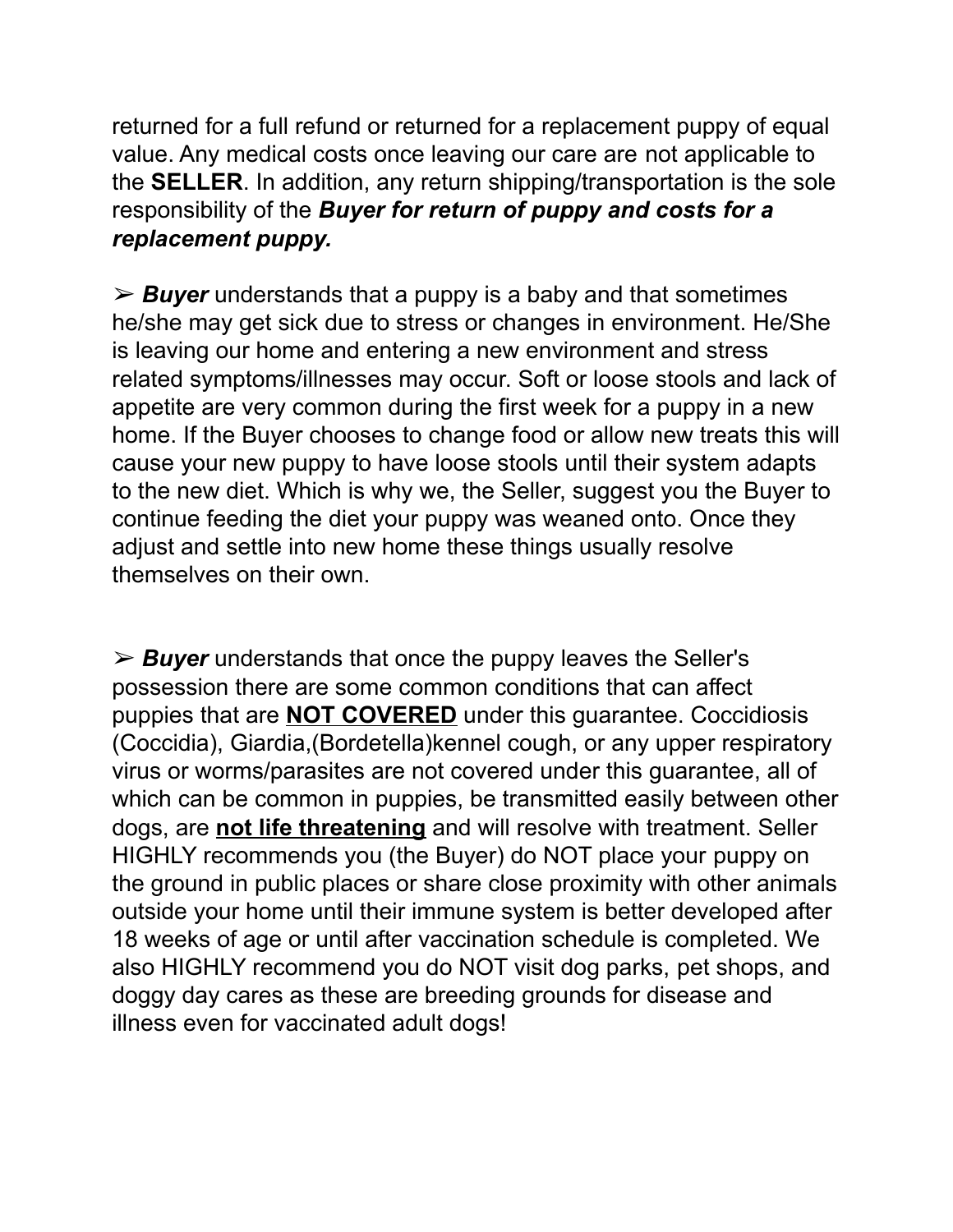returned for a full refund or returned for a replacement puppy of equal value. Any medical costs once leaving our care are not applicable to the **SELLER**. In addition, any return shipping/transportation is the sole responsibility of the ***Buyer for return of puppy and costs for a replacement puppy.***

➢ ***Buyer*** understands that a puppy is a baby and that sometimes he/she may get sick due to stress or changes in environment. He/She is leaving our home and entering a new environment and stress related symptoms/illnesses may occur. Soft or loose stools and lack of appetite are very common during the first week for a puppy in a new home. If the Buyer chooses to change food or allow new treats this will cause your new puppy to have loose stools until their system adapts to the new diet. Which is why we, the Seller, suggest you the Buyer to continue feeding the diet your puppy was weaned onto. Once they adjust and settle into new home these things usually resolve themselves on their own.

➢ ***Buyer*** understands that once the puppy leaves the Seller's possession there are some common conditions that can affect puppies that are <u>**NOT COVERED**</u> under this guarantee. Coccidiosis (Coccidia), Giardia,(Bordetella)kennel cough, or any upper respiratory virus or worms/parasites are not covered under this guarantee, all of which can be common in puppies, be transmitted easily between other dogs, are <u>**not life threatening**</u> and will resolve with treatment. Seller HIGHLY recommends you (the Buyer) do NOT place your puppy on the ground in public places or share close proximity with other animals outside your home until their immune system is better developed after 18 weeks of age or until after vaccination schedule is completed. We also HIGHLY recommend you do NOT visit dog parks, pet shops, and doggy day cares as these are breeding grounds for disease and illness even for vaccinated adult dogs!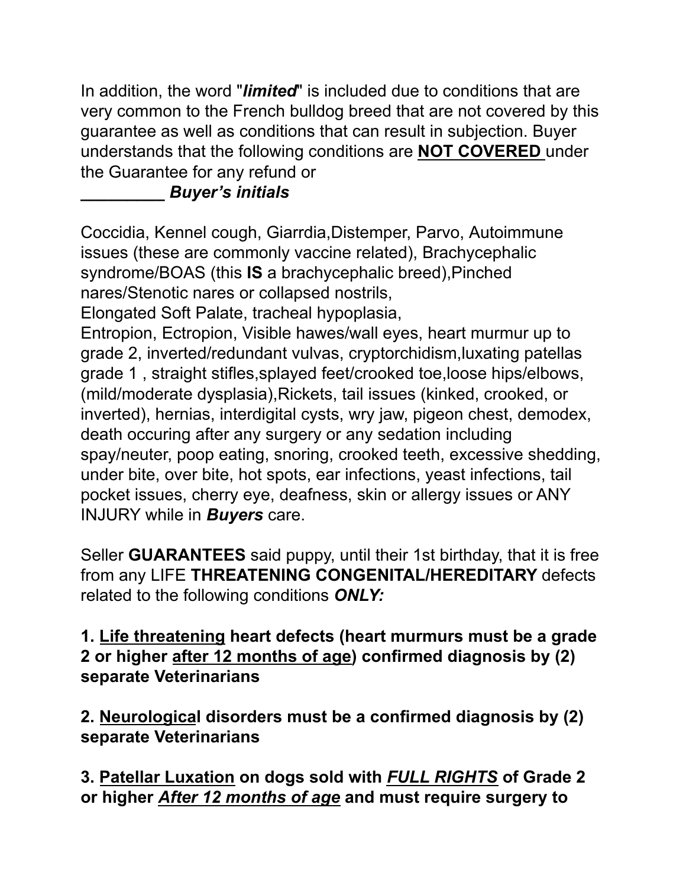In addition, the word "***limited***" is included due to conditions that are very common to the French bulldog breed that are not covered by this guarantee as well as conditions that can result in subjection. Buyer understands that the following conditions are **NOT COVERED** under the Guarantee for any refund or

**_________ *Buyer's initials***

Coccidia, Kennel cough, Giarrdia,Distemper, Parvo, Autoimmune issues (these are commonly vaccine related), Brachycephalic syndrome/BOAS (this **IS** a brachycephalic breed),Pinched nares/Stenotic nares or collapsed nostrils,
Elongated Soft Palate, tracheal hypoplasia,
Entropion, Ectropion, Visible hawes/wall eyes, heart murmur up to grade 2, inverted/redundant vulvas, cryptorchidism,luxating patellas grade 1 , straight stifles,splayed feet/crooked toe,loose hips/elbows,(mild/moderate dysplasia),Rickets, tail issues (kinked, crooked, or inverted), hernias, interdigital cysts, wry jaw, pigeon chest, demodex, death occuring after any surgery or any sedation including spay/neuter, poop eating, snoring, crooked teeth, excessive shedding, under bite, over bite, hot spots, ear infections, yeast infections, tail pocket issues, cherry eye, deafness, skin or allergy issues or ANY INJURY while in ***Buyers*** care.

Seller **GUARANTEES** said puppy, until their 1st birthday, that it is free from any LIFE **THREATENING CONGENITAL/HEREDITARY** defects related to the following conditions ***ONLY:***

**1. <u>Life threatening</u> heart defects (heart murmurs must be a grade 2 or higher <u>after 12 months of age</u>) confirmed diagnosis by (2) separate Veterinarians**

**2. <u>Neurological</u> disorders must be a confirmed diagnosis by (2) separate Veterinarians**

**3. <u>Patellar Luxation</u> on dogs sold with <u>*FULL RIGHTS*</u> of Grade 2 or higher <u>*After 12 months of age*</u> and must require surgery to**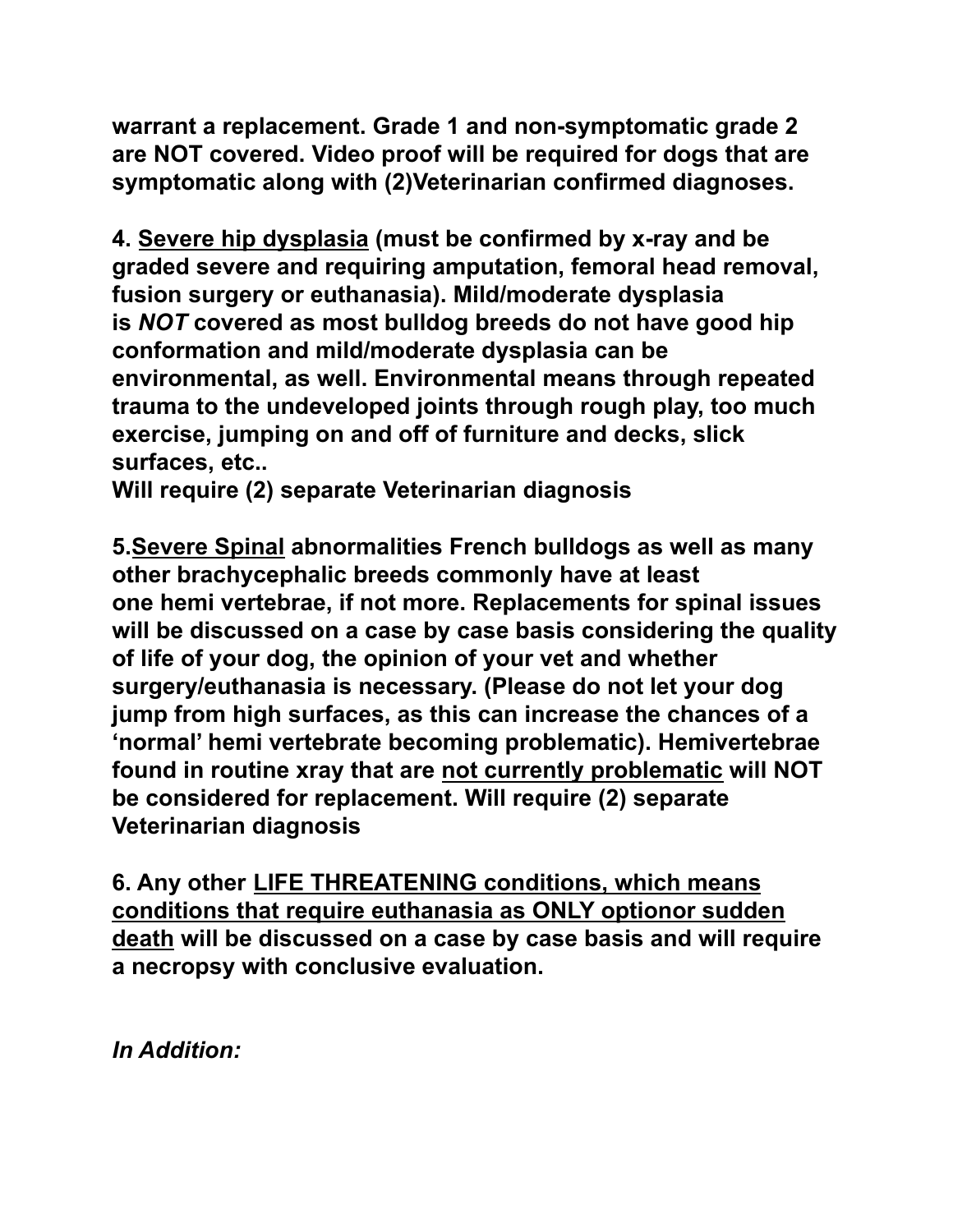**warrant a replacement. Grade 1 and non-symptomatic grade 2 are NOT covered. Video proof will be required for dogs that are symptomatic along with (2)Veterinarian confirmed diagnoses.**

**4. <u>Severe hip dysplasia</u> (must be confirmed by x-ray and be graded severe and requiring amputation, femoral head removal, fusion surgery or euthanasia). Mild/moderate dysplasia is *NOT* covered as most bulldog breeds do not have good hip conformation and mild/moderate dysplasia can be environmental, as well. Environmental means through repeated trauma to the undeveloped joints through rough play, too much exercise, jumping on and off of furniture and decks, slick surfaces, etc..**
**Will require (2) separate Veterinarian diagnosis**

**5.<u>Severe Spinal</u> abnormalities French bulldogs as well as many other brachycephalic breeds commonly have at least one hemi vertebrae, if not more. Replacements for spinal issues will be discussed on a case by case basis considering the quality of life of your dog, the opinion of your vet and whether surgery/euthanasia is necessary. (Please do not let your dog jump from high surfaces, as this can increase the chances of a 'normal' hemi vertebrate becoming problematic). Hemivertebrae found in routine xray that are <u>not currently problematic</u> will NOT be considered for replacement. Will require (2) separate Veterinarian diagnosis**

**6. Any other <u>LIFE THREATENING conditions, which means conditions that require euthanasia as ONLY optionor sudden death</u> will be discussed on a case by case basis and will require a necropsy with conclusive evaluation.**

***In Addition:***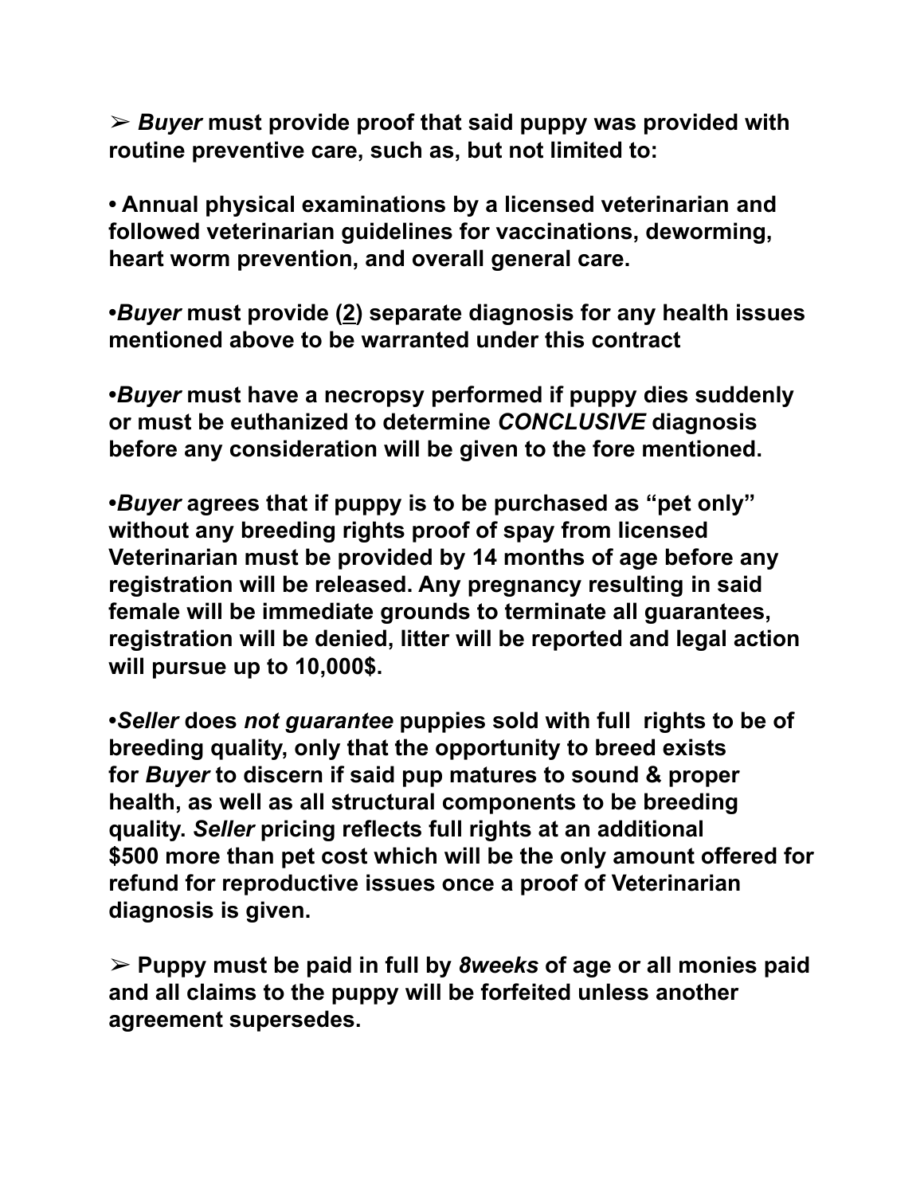➢ ***Buyer*** **must provide proof that said puppy was provided with routine preventive care, such as, but not limited to:**

**• Annual physical examinations by a licensed veterinarian and followed veterinarian guidelines for vaccinations, deworming, heart worm prevention, and overall general care.**

**•*Buyer* must provide (<u>2</u>) separate diagnosis for any health issues mentioned above to be warranted under this contract**

**•*Buyer* must have a necropsy performed if puppy dies suddenly or must be euthanized to determine *CONCLUSIVE* diagnosis before any consideration will be given to the fore mentioned.**

**•*Buyer* agrees that if puppy is to be purchased as "pet only" without any breeding rights proof of spay from licensed Veterinarian must be provided by 14 months of age before any registration will be released. Any pregnancy resulting in said female will be immediate grounds to terminate all guarantees, registration will be denied, litter will be reported and legal action will pursue up to 10,000$.**

**•*Seller* does *not guarantee* puppies sold with full rights to be of breeding quality, only that the opportunity to breed exists for *Buyer* to discern if said pup matures to sound & proper health, as well as all structural components to be breeding quality. *Seller* pricing reflects full rights at an additional $500 more than pet cost which will be the only amount offered for refund for reproductive issues once a proof of Veterinarian diagnosis is given.**

➢ **Puppy must be paid in full by *8weeks* of age or all monies paid and all claims to the puppy will be forfeited unless another agreement supersedes.**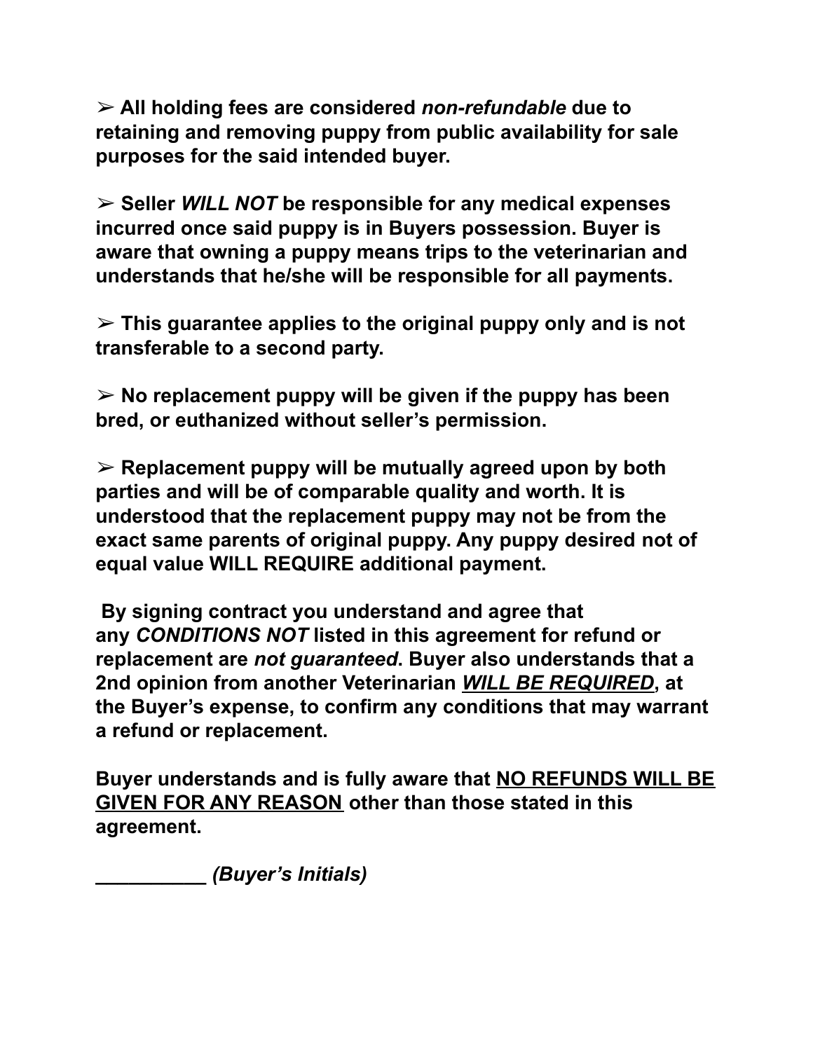➢ **All holding fees are considered *non-refundable* due to retaining and removing puppy from public availability for sale purposes for the said intended buyer.**

➢ **Seller *WILL NOT* be responsible for any medical expenses incurred once said puppy is in Buyers possession. Buyer is aware that owning a puppy means trips to the veterinarian and understands that he/she will be responsible for all payments.**

➢ **This guarantee applies to the original puppy only and is not transferable to a second party.**

➢ **No replacement puppy will be given if the puppy has been bred, or euthanized without seller's permission.**

➢ **Replacement puppy will be mutually agreed upon by both parties and will be of comparable quality and worth. It is understood that the replacement puppy may not be from the exact same parents of original puppy. Any puppy desired not of equal value WILL REQUIRE additional payment.**

**By signing contract you understand and agree that any *CONDITIONS NOT* listed in this agreement for refund or replacement are *not guaranteed*. Buyer also understands that a 2nd opinion from another Veterinarian <u>*WILL BE REQUIRED*</u>, at the Buyer's expense, to confirm any conditions that may warrant a refund or replacement.**

**Buyer understands and is fully aware that <u>NO REFUNDS WILL BE GIVEN FOR ANY REASON</u> other than those stated in this agreement.**

**__________ *(Buyer's Initials)***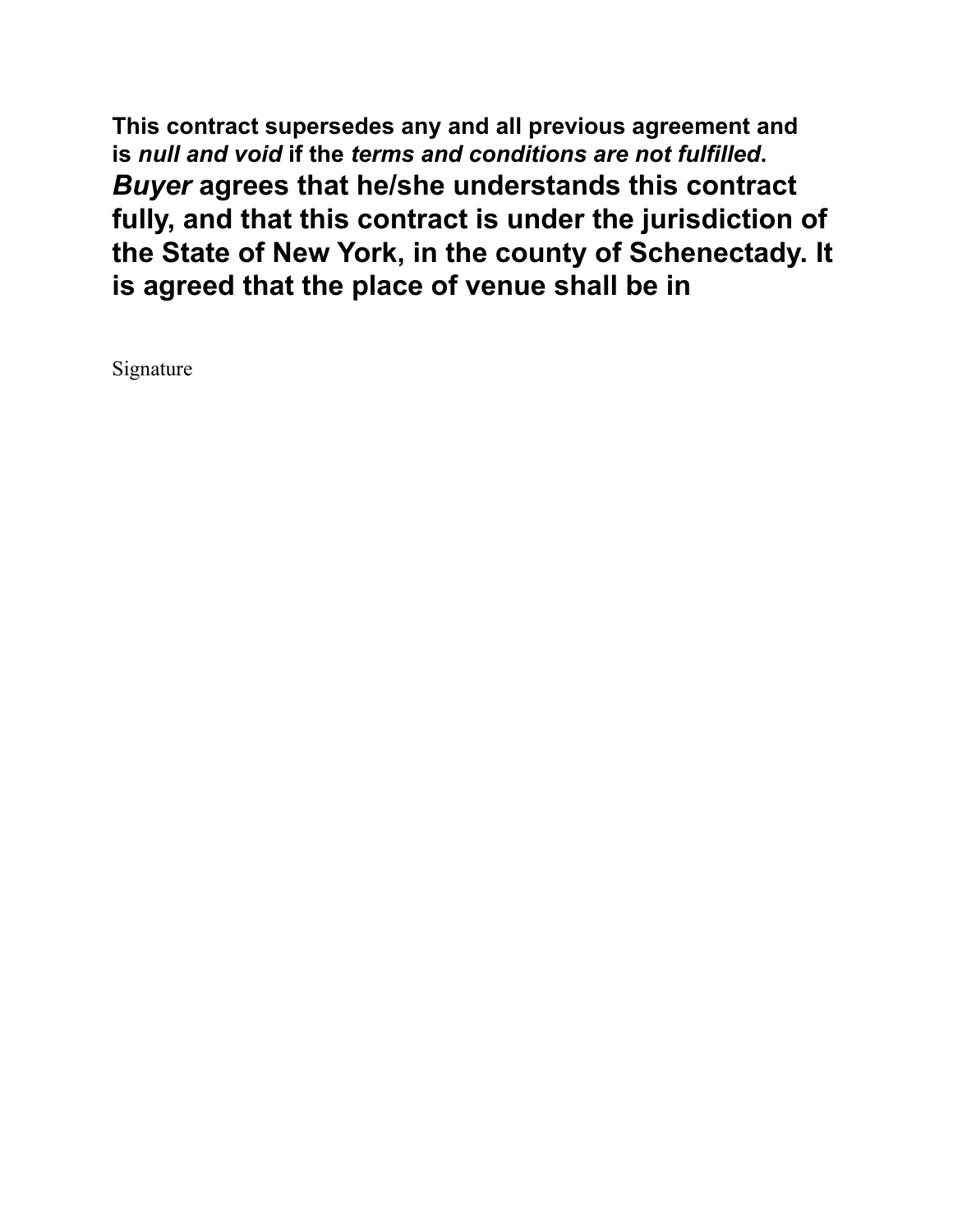**This contract supersedes any and all previous agreement and is *null and void* if the *terms and conditions are not fulfilled*.**

***Buyer*** **agrees that he/she understands this contract fully, and that this contract is under the jurisdiction of the State of New York, in the county of Schenectady. It is agreed that the place of venue shall be in**

Signature